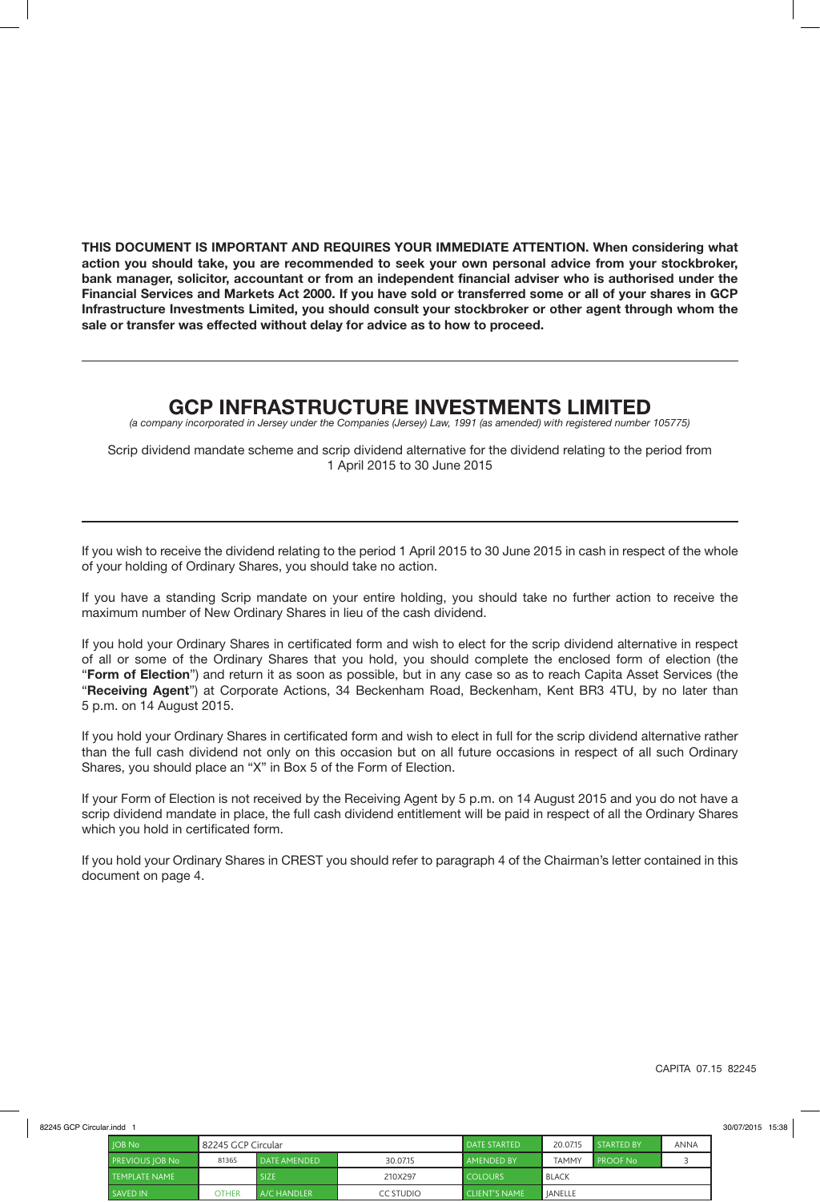**THIS DOCUMENT IS IMPORTANT AND REQUIRES YOUR IMMEDIATE ATTENTION. When considering what action you should take, you are recommended to seek your own personal advice from your stockbroker, bank manager, solicitor, accountant or from an independent financial adviser who is authorised under the Financial Services and Markets Act 2000. If you have sold or transferred some or all of your shares in GCP Infrastructure Investments Limited, you should consult your stockbroker or other agent through whom the sale or transfer was effected without delay for advice as to how to proceed.**

# GCP INFRASTRUCTURE INVESTMENTS LIMITED

*(a company incorporated in Jersey under the Companies (Jersey) Law, 1991 (as amended) with registered number 105775)*

Scrip dividend mandate scheme and scrip dividend alternative for the dividend relating to the period from 1 April 2015 to 30 June 2015

If you wish to receive the dividend relating to the period 1 April 2015 to 30 June 2015 in cash in respect of the whole of your holding of Ordinary Shares, you should take no action.

If you have a standing Scrip mandate on your entire holding, you should take no further action to receive the maximum number of New Ordinary Shares in lieu of the cash dividend.

If you hold your Ordinary Shares in certificated form and wish to elect for the scrip dividend alternative in respect of all or some of the Ordinary Shares that you hold, you should complete the enclosed form of election (the "**Form of Election**") and return it as soon as possible, but in any case so as to reach Capita Asset Services (the "**Receiving Agent**") at Corporate Actions, 34 Beckenham Road, Beckenham, Kent BR3 4TU, by no later than 5 p.m. on 14 August 2015.

If you hold your Ordinary Shares in certificated form and wish to elect in full for the scrip dividend alternative rather than the full cash dividend not only on this occasion but on all future occasions in respect of all such Ordinary Shares, you should place an "X" in Box 5 of the Form of Election.

If your Form of Election is not received by the Receiving Agent by 5 p.m. on 14 August 2015 and you do not have a scrip dividend mandate in place, the full cash dividend entitlement will be paid in respect of all the Ordinary Shares which you hold in certificated form.

If you hold your Ordinary Shares in CREST you should refer to paragraph 4 of the Chairman's letter contained in this document on page 4.

CAPITA 07.15 82245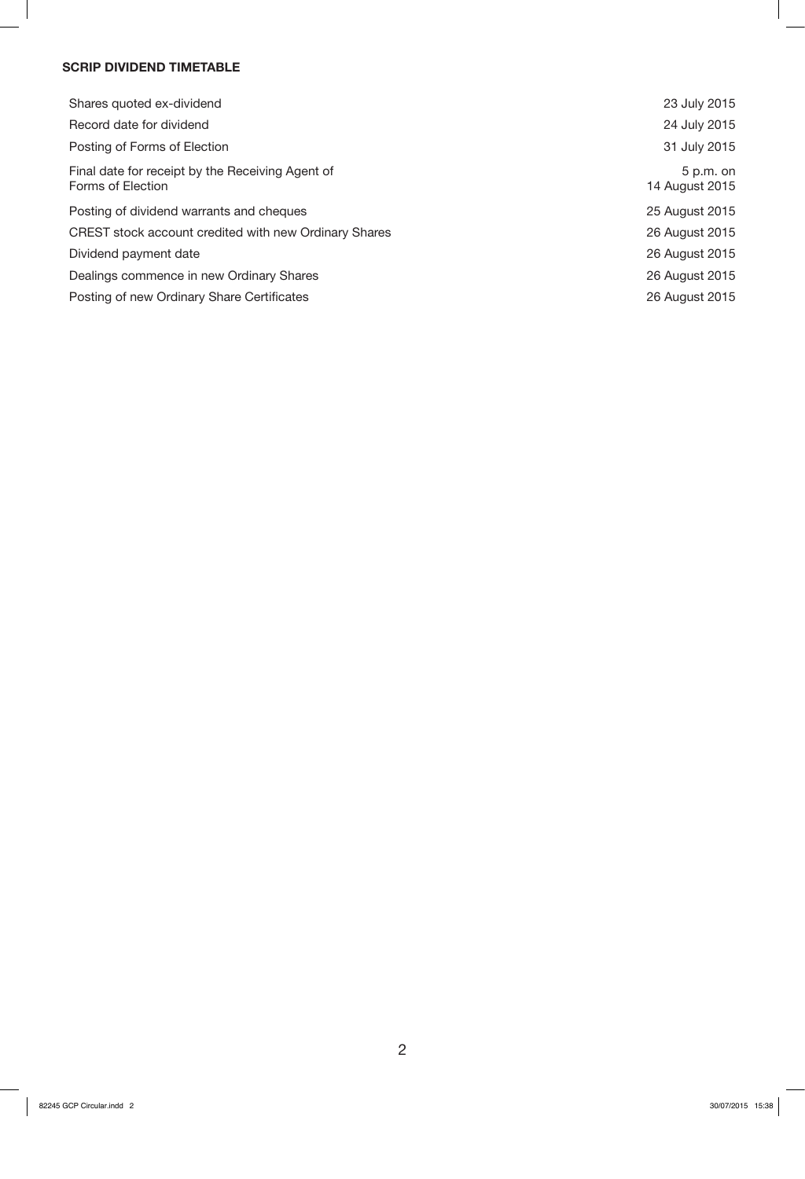## SCRIP DIVIDEND TIMETABLE

| | |
|---|---|
| Shares quoted ex-dividend | 23 July 2015 |
| Record date for dividend | 24 July 2015 |
| Posting of Forms of Election | 31 July 2015 |
| Final date for receipt by the Receiving Agent of Forms of Election | 5 p.m. on 14 August 2015 |
| Posting of dividend warrants and cheques | 25 August 2015 |
| CREST stock account credited with new Ordinary Shares | 26 August 2015 |
| Dividend payment date | 26 August 2015 |
| Dealings commence in new Ordinary Shares | 26 August 2015 |
| Posting of new Ordinary Share Certificates | 26 August 2015 |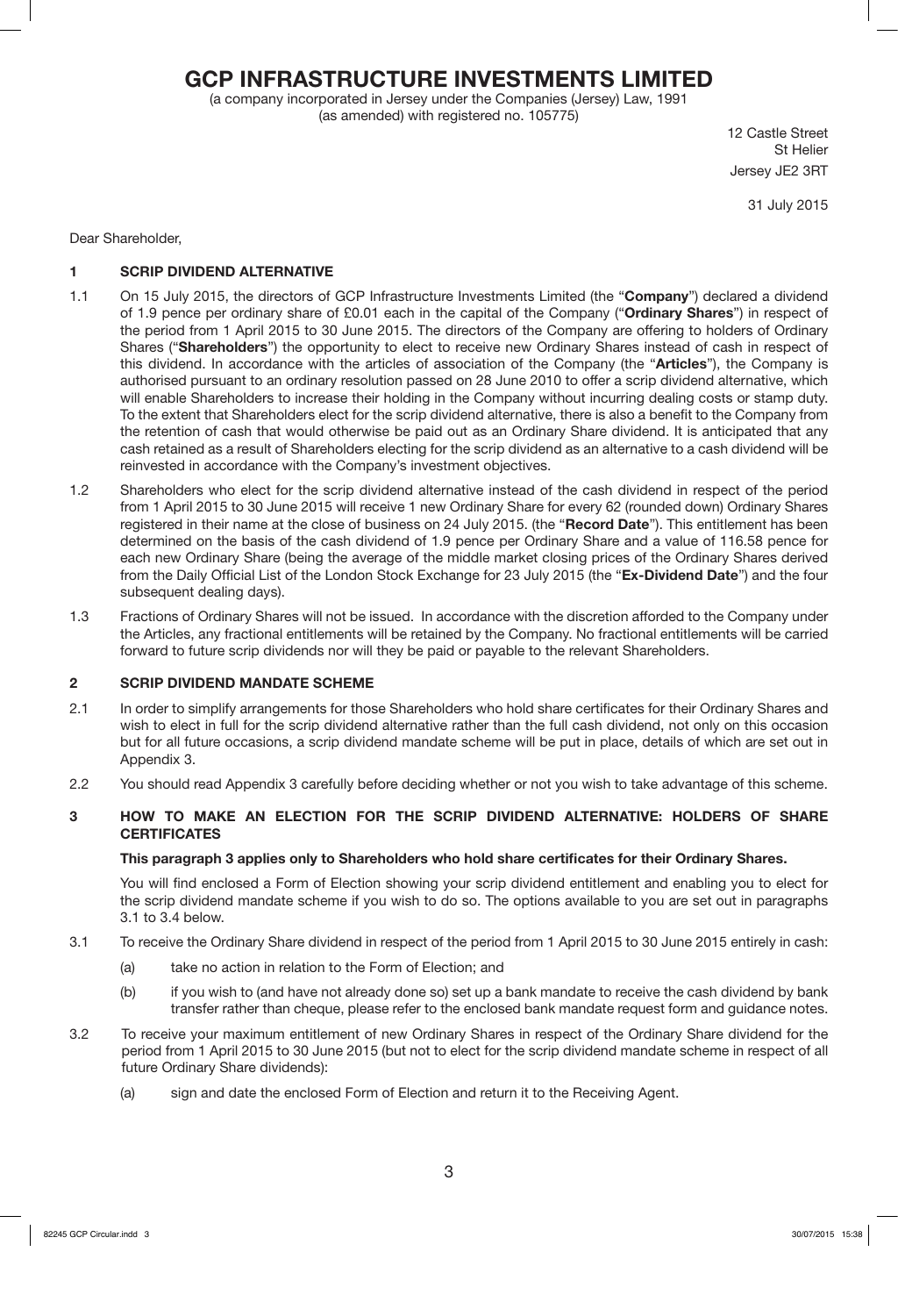# GCP INFRASTRUCTURE INVESTMENTS LIMITED

(a company incorporated in Jersey under the Companies (Jersey) Law, 1991
(as amended) with registered no. 105775)

12 Castle Street
St Helier
Jersey JE2 3RT

31 July 2015

Dear Shareholder,

## 1 SCRIP DIVIDEND ALTERNATIVE

1.1 On 15 July 2015, the directors of GCP Infrastructure Investments Limited (the "**Company**") declared a dividend of 1.9 pence per ordinary share of £0.01 each in the capital of the Company ("**Ordinary Shares**") in respect of the period from 1 April 2015 to 30 June 2015. The directors of the Company are offering to holders of Ordinary Shares ("**Shareholders**") the opportunity to elect to receive new Ordinary Shares instead of cash in respect of this dividend. In accordance with the articles of association of the Company (the "**Articles**"), the Company is authorised pursuant to an ordinary resolution passed on 28 June 2010 to offer a scrip dividend alternative, which will enable Shareholders to increase their holding in the Company without incurring dealing costs or stamp duty. To the extent that Shareholders elect for the scrip dividend alternative, there is also a benefit to the Company from the retention of cash that would otherwise be paid out as an Ordinary Share dividend. It is anticipated that any cash retained as a result of Shareholders electing for the scrip dividend as an alternative to a cash dividend will be reinvested in accordance with the Company's investment objectives.

1.2 Shareholders who elect for the scrip dividend alternative instead of the cash dividend in respect of the period from 1 April 2015 to 30 June 2015 will receive 1 new Ordinary Share for every 62 (rounded down) Ordinary Shares registered in their name at the close of business on 24 July 2015. (the "**Record Date**"). This entitlement has been determined on the basis of the cash dividend of 1.9 pence per Ordinary Share and a value of 116.58 pence for each new Ordinary Share (being the average of the middle market closing prices of the Ordinary Shares derived from the Daily Official List of the London Stock Exchange for 23 July 2015 (the "**Ex-Dividend Date**") and the four subsequent dealing days).

1.3 Fractions of Ordinary Shares will not be issued. In accordance with the discretion afforded to the Company under the Articles, any fractional entitlements will be retained by the Company. No fractional entitlements will be carried forward to future scrip dividends nor will they be paid or payable to the relevant Shareholders.

## 2 SCRIP DIVIDEND MANDATE SCHEME

2.1 In order to simplify arrangements for those Shareholders who hold share certificates for their Ordinary Shares and wish to elect in full for the scrip dividend alternative rather than the full cash dividend, not only on this occasion but for all future occasions, a scrip dividend mandate scheme will be put in place, details of which are set out in Appendix 3.

2.2 You should read Appendix 3 carefully before deciding whether or not you wish to take advantage of this scheme.

## 3 HOW TO MAKE AN ELECTION FOR THE SCRIP DIVIDEND ALTERNATIVE: HOLDERS OF SHARE CERTIFICATES

**This paragraph 3 applies only to Shareholders who hold share certificates for their Ordinary Shares.**

You will find enclosed a Form of Election showing your scrip dividend entitlement and enabling you to elect for the scrip dividend mandate scheme if you wish to do so. The options available to you are set out in paragraphs 3.1 to 3.4 below.

3.1 To receive the Ordinary Share dividend in respect of the period from 1 April 2015 to 30 June 2015 entirely in cash:

(a) take no action in relation to the Form of Election; and

(b) if you wish to (and have not already done so) set up a bank mandate to receive the cash dividend by bank transfer rather than cheque, please refer to the enclosed bank mandate request form and guidance notes.

3.2 To receive your maximum entitlement of new Ordinary Shares in respect of the Ordinary Share dividend for the period from 1 April 2015 to 30 June 2015 (but not to elect for the scrip dividend mandate scheme in respect of all future Ordinary Share dividends):

(a) sign and date the enclosed Form of Election and return it to the Receiving Agent.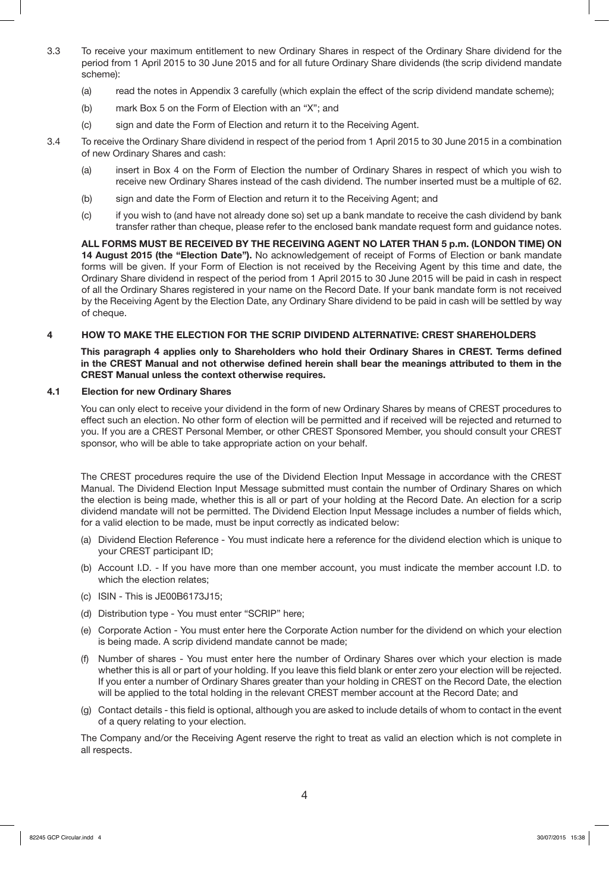3.3 To receive your maximum entitlement to new Ordinary Shares in respect of the Ordinary Share dividend for the period from 1 April 2015 to 30 June 2015 and for all future Ordinary Share dividends (the scrip dividend mandate scheme):

(a) read the notes in Appendix 3 carefully (which explain the effect of the scrip dividend mandate scheme);

(b) mark Box 5 on the Form of Election with an "X"; and

(c) sign and date the Form of Election and return it to the Receiving Agent.

3.4 To receive the Ordinary Share dividend in respect of the period from 1 April 2015 to 30 June 2015 in a combination of new Ordinary Shares and cash:

(a) insert in Box 4 on the Form of Election the number of Ordinary Shares in respect of which you wish to receive new Ordinary Shares instead of the cash dividend. The number inserted must be a multiple of 62.

(b) sign and date the Form of Election and return it to the Receiving Agent; and

(c) if you wish to (and have not already done so) set up a bank mandate to receive the cash dividend by bank transfer rather than cheque, please refer to the enclosed bank mandate request form and guidance notes.

**ALL FORMS MUST BE RECEIVED BY THE RECEIVING AGENT NO LATER THAN 5 p.m. (LONDON TIME) ON 14 August 2015 (the "Election Date").** No acknowledgement of receipt of Forms of Election or bank mandate forms will be given. If your Form of Election is not received by the Receiving Agent by this time and date, the Ordinary Share dividend in respect of the period from 1 April 2015 to 30 June 2015 will be paid in cash in respect of all the Ordinary Shares registered in your name on the Record Date. If your bank mandate form is not received by the Receiving Agent by the Election Date, any Ordinary Share dividend to be paid in cash will be settled by way of cheque.

## 4 HOW TO MAKE THE ELECTION FOR THE SCRIP DIVIDEND ALTERNATIVE: CREST SHAREHOLDERS

**This paragraph 4 applies only to Shareholders who hold their Ordinary Shares in CREST. Terms defined in the CREST Manual and not otherwise defined herein shall bear the meanings attributed to them in the CREST Manual unless the context otherwise requires.**

### 4.1 Election for new Ordinary Shares

You can only elect to receive your dividend in the form of new Ordinary Shares by means of CREST procedures to effect such an election. No other form of election will be permitted and if received will be rejected and returned to you. If you are a CREST Personal Member, or other CREST Sponsored Member, you should consult your CREST sponsor, who will be able to take appropriate action on your behalf.

The CREST procedures require the use of the Dividend Election Input Message in accordance with the CREST Manual. The Dividend Election Input Message submitted must contain the number of Ordinary Shares on which the election is being made, whether this is all or part of your holding at the Record Date. An election for a scrip dividend mandate will not be permitted. The Dividend Election Input Message includes a number of fields which, for a valid election to be made, must be input correctly as indicated below:

(a) Dividend Election Reference - You must indicate here a reference for the dividend election which is unique to your CREST participant ID;

(b) Account I.D. - If you have more than one member account, you must indicate the member account I.D. to which the election relates;

(c) ISIN - This is JE00B6173J15;

(d) Distribution type - You must enter "SCRIP" here;

(e) Corporate Action - You must enter here the Corporate Action number for the dividend on which your election is being made. A scrip dividend mandate cannot be made;

(f) Number of shares - You must enter here the number of Ordinary Shares over which your election is made whether this is all or part of your holding. If you leave this field blank or enter zero your election will be rejected. If you enter a number of Ordinary Shares greater than your holding in CREST on the Record Date, the election will be applied to the total holding in the relevant CREST member account at the Record Date; and

(g) Contact details - this field is optional, although you are asked to include details of whom to contact in the event of a query relating to your election.

The Company and/or the Receiving Agent reserve the right to treat as valid an election which is not complete in all respects.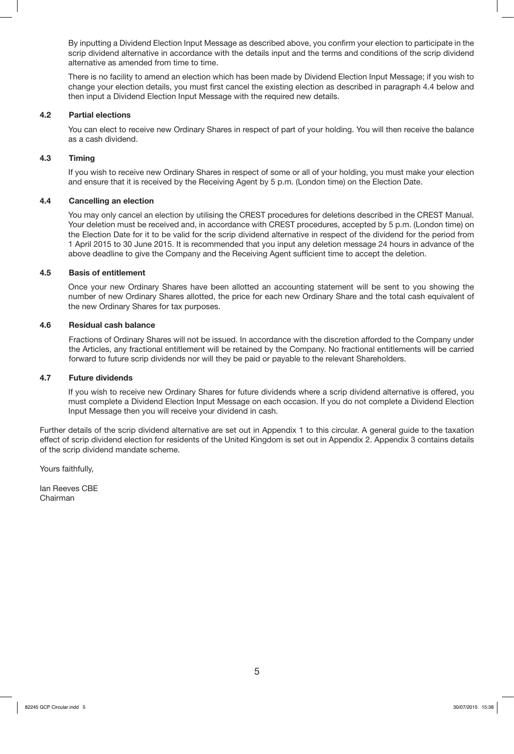By inputting a Dividend Election Input Message as described above, you confirm your election to participate in the scrip dividend alternative in accordance with the details input and the terms and conditions of the scrip dividend alternative as amended from time to time.

There is no facility to amend an election which has been made by Dividend Election Input Message; if you wish to change your election details, you must first cancel the existing election as described in paragraph 4.4 below and then input a Dividend Election Input Message with the required new details.

### 4.2 Partial elections

You can elect to receive new Ordinary Shares in respect of part of your holding. You will then receive the balance as a cash dividend.

### 4.3 Timing

If you wish to receive new Ordinary Shares in respect of some or all of your holding, you must make your election and ensure that it is received by the Receiving Agent by 5 p.m. (London time) on the Election Date.

### 4.4 Cancelling an election

You may only cancel an election by utilising the CREST procedures for deletions described in the CREST Manual. Your deletion must be received and, in accordance with CREST procedures, accepted by 5 p.m. (London time) on the Election Date for it to be valid for the scrip dividend alternative in respect of the dividend for the period from 1 April 2015 to 30 June 2015. It is recommended that you input any deletion message 24 hours in advance of the above deadline to give the Company and the Receiving Agent sufficient time to accept the deletion.

### 4.5 Basis of entitlement

Once your new Ordinary Shares have been allotted an accounting statement will be sent to you showing the number of new Ordinary Shares allotted, the price for each new Ordinary Share and the total cash equivalent of the new Ordinary Shares for tax purposes.

### 4.6 Residual cash balance

Fractions of Ordinary Shares will not be issued. In accordance with the discretion afforded to the Company under the Articles, any fractional entitlement will be retained by the Company. No fractional entitlements will be carried forward to future scrip dividends nor will they be paid or payable to the relevant Shareholders.

### 4.7 Future dividends

If you wish to receive new Ordinary Shares for future dividends where a scrip dividend alternative is offered, you must complete a Dividend Election Input Message on each occasion. If you do not complete a Dividend Election Input Message then you will receive your dividend in cash.

Further details of the scrip dividend alternative are set out in Appendix 1 to this circular. A general guide to the taxation effect of scrip dividend election for residents of the United Kingdom is set out in Appendix 2. Appendix 3 contains details of the scrip dividend mandate scheme.

Yours faithfully,

Ian Reeves CBE
Chairman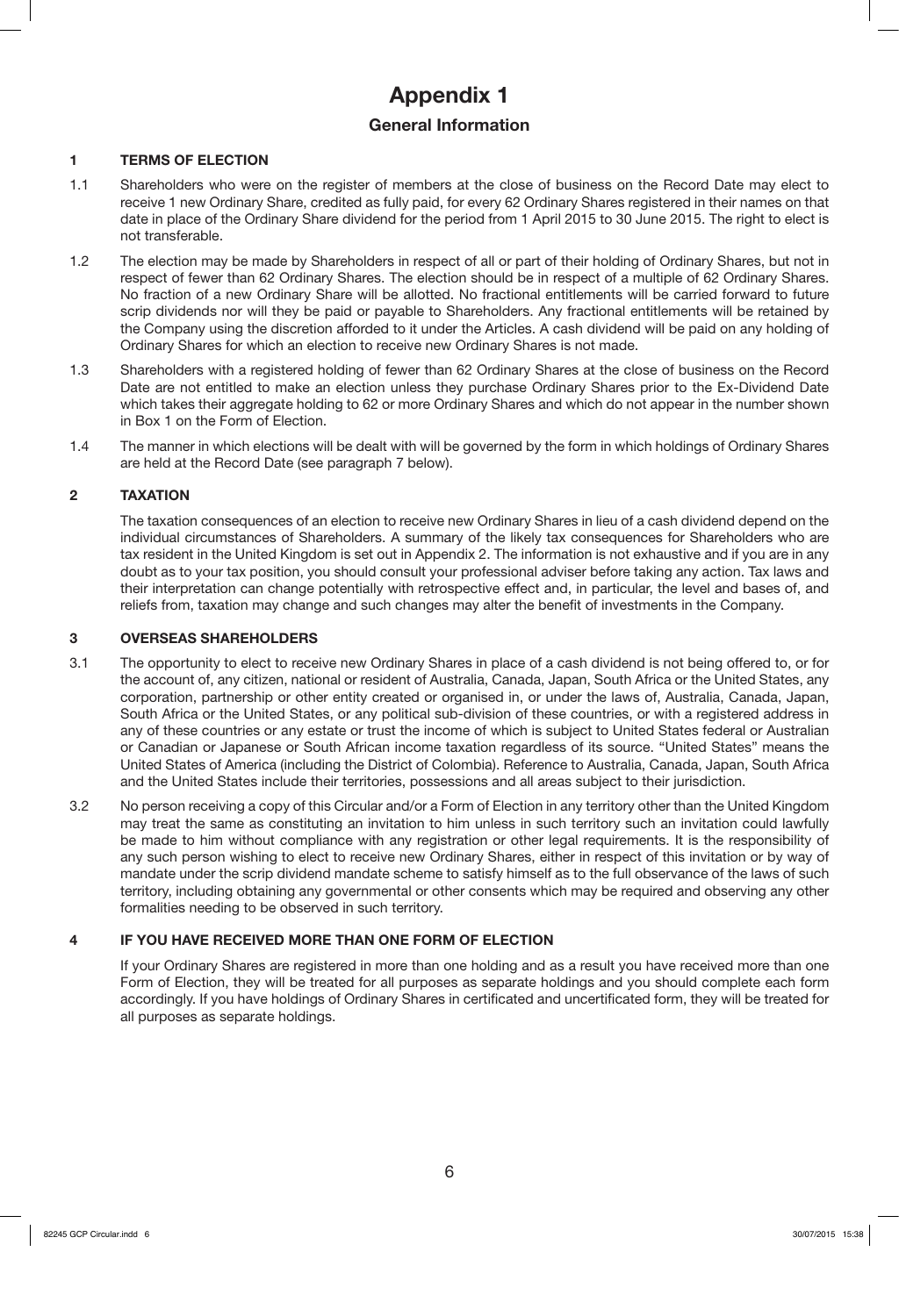# Appendix 1

## General Information

### 1 TERMS OF ELECTION

1.1 Shareholders who were on the register of members at the close of business on the Record Date may elect to receive 1 new Ordinary Share, credited as fully paid, for every 62 Ordinary Shares registered in their names on that date in place of the Ordinary Share dividend for the period from 1 April 2015 to 30 June 2015. The right to elect is not transferable.

1.2 The election may be made by Shareholders in respect of all or part of their holding of Ordinary Shares, but not in respect of fewer than 62 Ordinary Shares. The election should be in respect of a multiple of 62 Ordinary Shares. No fraction of a new Ordinary Share will be allotted. No fractional entitlements will be carried forward to future scrip dividends nor will they be paid or payable to Shareholders. Any fractional entitlements will be retained by the Company using the discretion afforded to it under the Articles. A cash dividend will be paid on any holding of Ordinary Shares for which an election to receive new Ordinary Shares is not made.

1.3 Shareholders with a registered holding of fewer than 62 Ordinary Shares at the close of business on the Record Date are not entitled to make an election unless they purchase Ordinary Shares prior to the Ex-Dividend Date which takes their aggregate holding to 62 or more Ordinary Shares and which do not appear in the number shown in Box 1 on the Form of Election.

1.4 The manner in which elections will be dealt with will be governed by the form in which holdings of Ordinary Shares are held at the Record Date (see paragraph 7 below).

### 2 TAXATION

The taxation consequences of an election to receive new Ordinary Shares in lieu of a cash dividend depend on the individual circumstances of Shareholders. A summary of the likely tax consequences for Shareholders who are tax resident in the United Kingdom is set out in Appendix 2. The information is not exhaustive and if you are in any doubt as to your tax position, you should consult your professional adviser before taking any action. Tax laws and their interpretation can change potentially with retrospective effect and, in particular, the level and bases of, and reliefs from, taxation may change and such changes may alter the benefit of investments in the Company.

### 3 OVERSEAS SHAREHOLDERS

3.1 The opportunity to elect to receive new Ordinary Shares in place of a cash dividend is not being offered to, or for the account of, any citizen, national or resident of Australia, Canada, Japan, South Africa or the United States, any corporation, partnership or other entity created or organised in, or under the laws of, Australia, Canada, Japan, South Africa or the United States, or any political sub-division of these countries, or with a registered address in any of these countries or any estate or trust the income of which is subject to United States federal or Australian or Canadian or Japanese or South African income taxation regardless of its source. "United States" means the United States of America (including the District of Colombia). Reference to Australia, Canada, Japan, South Africa and the United States include their territories, possessions and all areas subject to their jurisdiction.

3.2 No person receiving a copy of this Circular and/or a Form of Election in any territory other than the United Kingdom may treat the same as constituting an invitation to him unless in such territory such an invitation could lawfully be made to him without compliance with any registration or other legal requirements. It is the responsibility of any such person wishing to elect to receive new Ordinary Shares, either in respect of this invitation or by way of mandate under the scrip dividend mandate scheme to satisfy himself as to the full observance of the laws of such territory, including obtaining any governmental or other consents which may be required and observing any other formalities needing to be observed in such territory.

### 4 IF YOU HAVE RECEIVED MORE THAN ONE FORM OF ELECTION

If your Ordinary Shares are registered in more than one holding and as a result you have received more than one Form of Election, they will be treated for all purposes as separate holdings and you should complete each form accordingly. If you have holdings of Ordinary Shares in certificated and uncertificated form, they will be treated for all purposes as separate holdings.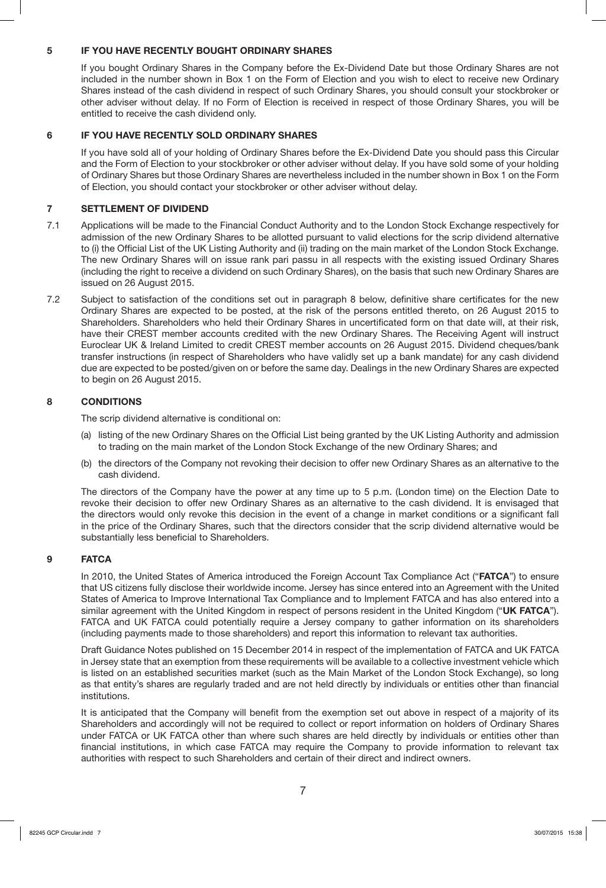## 5 IF YOU HAVE RECENTLY BOUGHT ORDINARY SHARES

If you bought Ordinary Shares in the Company before the Ex-Dividend Date but those Ordinary Shares are not included in the number shown in Box 1 on the Form of Election and you wish to elect to receive new Ordinary Shares instead of the cash dividend in respect of such Ordinary Shares, you should consult your stockbroker or other adviser without delay. If no Form of Election is received in respect of those Ordinary Shares, you will be entitled to receive the cash dividend only.

## 6 IF YOU HAVE RECENTLY SOLD ORDINARY SHARES

If you have sold all of your holding of Ordinary Shares before the Ex-Dividend Date you should pass this Circular and the Form of Election to your stockbroker or other adviser without delay. If you have sold some of your holding of Ordinary Shares but those Ordinary Shares are nevertheless included in the number shown in Box 1 on the Form of Election, you should contact your stockbroker or other adviser without delay.

## 7 SETTLEMENT OF DIVIDEND

7.1 Applications will be made to the Financial Conduct Authority and to the London Stock Exchange respectively for admission of the new Ordinary Shares to be allotted pursuant to valid elections for the scrip dividend alternative to (i) the Official List of the UK Listing Authority and (ii) trading on the main market of the London Stock Exchange. The new Ordinary Shares will on issue rank pari passu in all respects with the existing issued Ordinary Shares (including the right to receive a dividend on such Ordinary Shares), on the basis that such new Ordinary Shares are issued on 26 August 2015.

7.2 Subject to satisfaction of the conditions set out in paragraph 8 below, definitive share certificates for the new Ordinary Shares are expected to be posted, at the risk of the persons entitled thereto, on 26 August 2015 to Shareholders. Shareholders who held their Ordinary Shares in uncertificated form on that date will, at their risk, have their CREST member accounts credited with the new Ordinary Shares. The Receiving Agent will instruct Euroclear UK & Ireland Limited to credit CREST member accounts on 26 August 2015. Dividend cheques/bank transfer instructions (in respect of Shareholders who have validly set up a bank mandate) for any cash dividend due are expected to be posted/given on or before the same day. Dealings in the new Ordinary Shares are expected to begin on 26 August 2015.

## 8 CONDITIONS

The scrip dividend alternative is conditional on:

(a) listing of the new Ordinary Shares on the Official List being granted by the UK Listing Authority and admission to trading on the main market of the London Stock Exchange of the new Ordinary Shares; and

(b) the directors of the Company not revoking their decision to offer new Ordinary Shares as an alternative to the cash dividend.

The directors of the Company have the power at any time up to 5 p.m. (London time) on the Election Date to revoke their decision to offer new Ordinary Shares as an alternative to the cash dividend. It is envisaged that the directors would only revoke this decision in the event of a change in market conditions or a significant fall in the price of the Ordinary Shares, such that the directors consider that the scrip dividend alternative would be substantially less beneficial to Shareholders.

## 9 FATCA

In 2010, the United States of America introduced the Foreign Account Tax Compliance Act ("**FATCA**") to ensure that US citizens fully disclose their worldwide income. Jersey has since entered into an Agreement with the United States of America to Improve International Tax Compliance and to Implement FATCA and has also entered into a similar agreement with the United Kingdom in respect of persons resident in the United Kingdom ("**UK FATCA**"). FATCA and UK FATCA could potentially require a Jersey company to gather information on its shareholders (including payments made to those shareholders) and report this information to relevant tax authorities.

Draft Guidance Notes published on 15 December 2014 in respect of the implementation of FATCA and UK FATCA in Jersey state that an exemption from these requirements will be available to a collective investment vehicle which is listed on an established securities market (such as the Main Market of the London Stock Exchange), so long as that entity's shares are regularly traded and are not held directly by individuals or entities other than financial institutions.

It is anticipated that the Company will benefit from the exemption set out above in respect of a majority of its Shareholders and accordingly will not be required to collect or report information on holders of Ordinary Shares under FATCA or UK FATCA other than where such shares are held directly by individuals or entities other than financial institutions, in which case FATCA may require the Company to provide information to relevant tax authorities with respect to such Shareholders and certain of their direct and indirect owners.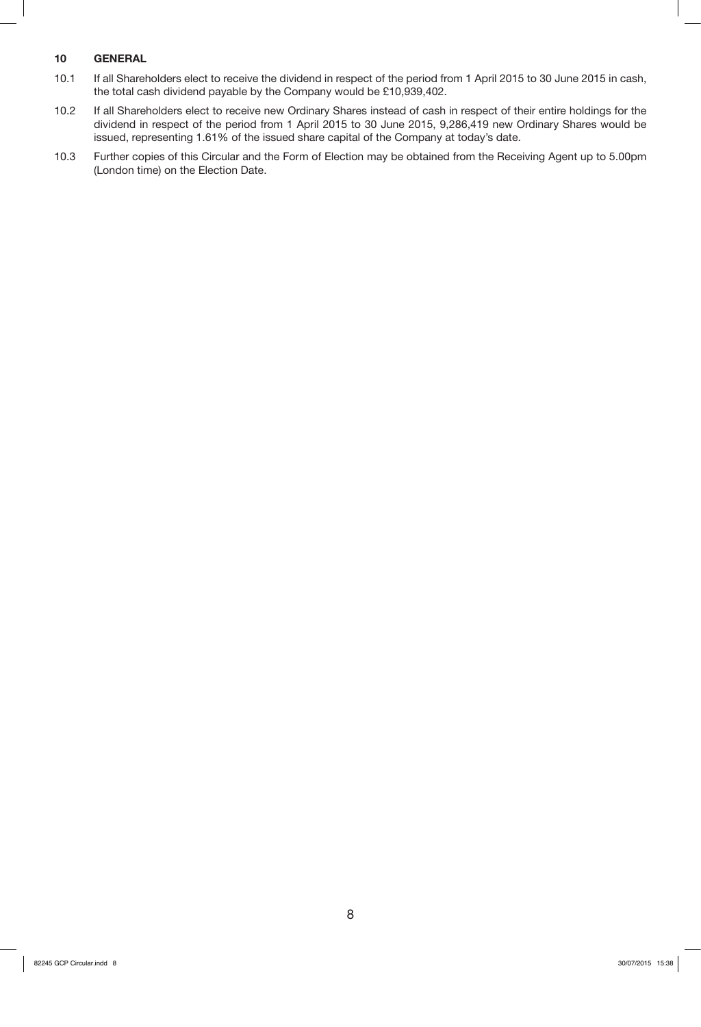## 10 GENERAL

10.1 If all Shareholders elect to receive the dividend in respect of the period from 1 April 2015 to 30 June 2015 in cash, the total cash dividend payable by the Company would be £10,939,402.

10.2 If all Shareholders elect to receive new Ordinary Shares instead of cash in respect of their entire holdings for the dividend in respect of the period from 1 April 2015 to 30 June 2015, 9,286,419 new Ordinary Shares would be issued, representing 1.61% of the issued share capital of the Company at today's date.

10.3 Further copies of this Circular and the Form of Election may be obtained from the Receiving Agent up to 5.00pm (London time) on the Election Date.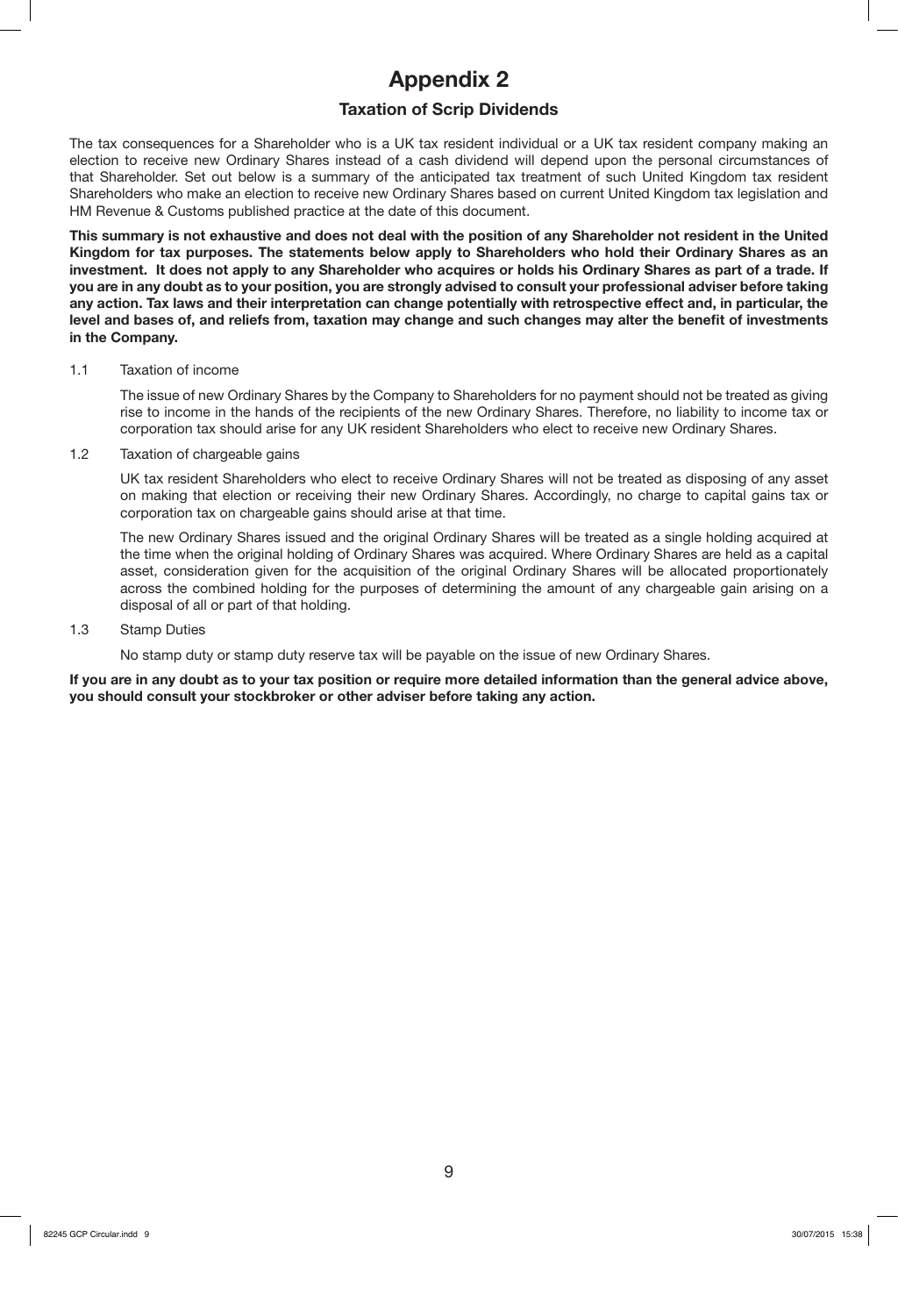# Appendix 2

## Taxation of Scrip Dividends

The tax consequences for a Shareholder who is a UK tax resident individual or a UK tax resident company making an election to receive new Ordinary Shares instead of a cash dividend will depend upon the personal circumstances of that Shareholder. Set out below is a summary of the anticipated tax treatment of such United Kingdom tax resident Shareholders who make an election to receive new Ordinary Shares based on current United Kingdom tax legislation and HM Revenue & Customs published practice at the date of this document.

**This summary is not exhaustive and does not deal with the position of any Shareholder not resident in the United Kingdom for tax purposes. The statements below apply to Shareholders who hold their Ordinary Shares as an investment. It does not apply to any Shareholder who acquires or holds his Ordinary Shares as part of a trade. If you are in any doubt as to your position, you are strongly advised to consult your professional adviser before taking any action. Tax laws and their interpretation can change potentially with retrospective effect and, in particular, the level and bases of, and reliefs from, taxation may change and such changes may alter the benefit of investments in the Company.**

1.1 Taxation of income

The issue of new Ordinary Shares by the Company to Shareholders for no payment should not be treated as giving rise to income in the hands of the recipients of the new Ordinary Shares. Therefore, no liability to income tax or corporation tax should arise for any UK resident Shareholders who elect to receive new Ordinary Shares.

1.2 Taxation of chargeable gains

UK tax resident Shareholders who elect to receive Ordinary Shares will not be treated as disposing of any asset on making that election or receiving their new Ordinary Shares. Accordingly, no charge to capital gains tax or corporation tax on chargeable gains should arise at that time.

The new Ordinary Shares issued and the original Ordinary Shares will be treated as a single holding acquired at the time when the original holding of Ordinary Shares was acquired. Where Ordinary Shares are held as a capital asset, consideration given for the acquisition of the original Ordinary Shares will be allocated proportionately across the combined holding for the purposes of determining the amount of any chargeable gain arising on a disposal of all or part of that holding.

1.3 Stamp Duties

No stamp duty or stamp duty reserve tax will be payable on the issue of new Ordinary Shares.

**If you are in any doubt as to your tax position or require more detailed information than the general advice above, you should consult your stockbroker or other adviser before taking any action.**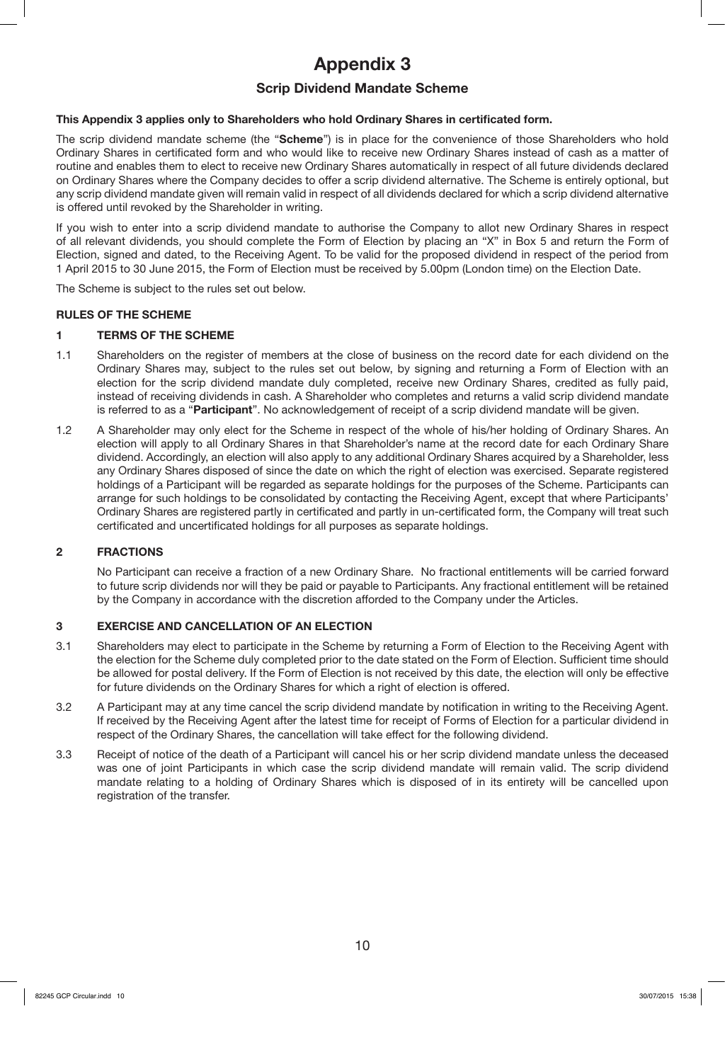# Appendix 3

## Scrip Dividend Mandate Scheme

**This Appendix 3 applies only to Shareholders who hold Ordinary Shares in certificated form.**

The scrip dividend mandate scheme (the "**Scheme**") is in place for the convenience of those Shareholders who hold Ordinary Shares in certificated form and who would like to receive new Ordinary Shares instead of cash as a matter of routine and enables them to elect to receive new Ordinary Shares automatically in respect of all future dividends declared on Ordinary Shares where the Company decides to offer a scrip dividend alternative. The Scheme is entirely optional, but any scrip dividend mandate given will remain valid in respect of all dividends declared for which a scrip dividend alternative is offered until revoked by the Shareholder in writing.

If you wish to enter into a scrip dividend mandate to authorise the Company to allot new Ordinary Shares in respect of all relevant dividends, you should complete the Form of Election by placing an "X" in Box 5 and return the Form of Election, signed and dated, to the Receiving Agent. To be valid for the proposed dividend in respect of the period from 1 April 2015 to 30 June 2015, the Form of Election must be received by 5.00pm (London time) on the Election Date.

The Scheme is subject to the rules set out below.

**RULES OF THE SCHEME**

**1 TERMS OF THE SCHEME**

1.1 Shareholders on the register of members at the close of business on the record date for each dividend on the Ordinary Shares may, subject to the rules set out below, by signing and returning a Form of Election with an election for the scrip dividend mandate duly completed, receive new Ordinary Shares, credited as fully paid, instead of receiving dividends in cash. A Shareholder who completes and returns a valid scrip dividend mandate is referred to as a "**Participant**". No acknowledgement of receipt of a scrip dividend mandate will be given.

1.2 A Shareholder may only elect for the Scheme in respect of the whole of his/her holding of Ordinary Shares. An election will apply to all Ordinary Shares in that Shareholder's name at the record date for each Ordinary Share dividend. Accordingly, an election will also apply to any additional Ordinary Shares acquired by a Shareholder, less any Ordinary Shares disposed of since the date on which the right of election was exercised. Separate registered holdings of a Participant will be regarded as separate holdings for the purposes of the Scheme. Participants can arrange for such holdings to be consolidated by contacting the Receiving Agent, except that where Participants' Ordinary Shares are registered partly in certificated and partly in un-certificated form, the Company will treat such certificated and uncertificated holdings for all purposes as separate holdings.

**2 FRACTIONS**

No Participant can receive a fraction of a new Ordinary Share. No fractional entitlements will be carried forward to future scrip dividends nor will they be paid or payable to Participants. Any fractional entitlement will be retained by the Company in accordance with the discretion afforded to the Company under the Articles.

**3 EXERCISE AND CANCELLATION OF AN ELECTION**

3.1 Shareholders may elect to participate in the Scheme by returning a Form of Election to the Receiving Agent with the election for the Scheme duly completed prior to the date stated on the Form of Election. Sufficient time should be allowed for postal delivery. If the Form of Election is not received by this date, the election will only be effective for future dividends on the Ordinary Shares for which a right of election is offered.

3.2 A Participant may at any time cancel the scrip dividend mandate by notification in writing to the Receiving Agent. If received by the Receiving Agent after the latest time for receipt of Forms of Election for a particular dividend in respect of the Ordinary Shares, the cancellation will take effect for the following dividend.

3.3 Receipt of notice of the death of a Participant will cancel his or her scrip dividend mandate unless the deceased was one of joint Participants in which case the scrip dividend mandate will remain valid. The scrip dividend mandate relating to a holding of Ordinary Shares which is disposed of in its entirety will be cancelled upon registration of the transfer.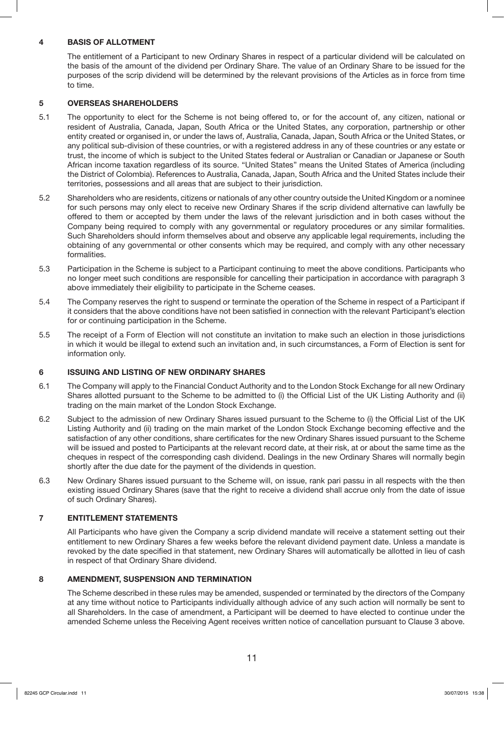## 4 BASIS OF ALLOTMENT

The entitlement of a Participant to new Ordinary Shares in respect of a particular dividend will be calculated on the basis of the amount of the dividend per Ordinary Share. The value of an Ordinary Share to be issued for the purposes of the scrip dividend will be determined by the relevant provisions of the Articles as in force from time to time.

## 5 OVERSEAS SHAREHOLDERS

5.1 The opportunity to elect for the Scheme is not being offered to, or for the account of, any citizen, national or resident of Australia, Canada, Japan, South Africa or the United States, any corporation, partnership or other entity created or organised in, or under the laws of, Australia, Canada, Japan, South Africa or the United States, or any political sub-division of these countries, or with a registered address in any of these countries or any estate or trust, the income of which is subject to the United States federal or Australian or Canadian or Japanese or South African income taxation regardless of its source. "United States" means the United States of America (including the District of Colombia). References to Australia, Canada, Japan, South Africa and the United States include their territories, possessions and all areas that are subject to their jurisdiction.

5.2 Shareholders who are residents, citizens or nationals of any other country outside the United Kingdom or a nominee for such persons may only elect to receive new Ordinary Shares if the scrip dividend alternative can lawfully be offered to them or accepted by them under the laws of the relevant jurisdiction and in both cases without the Company being required to comply with any governmental or regulatory procedures or any similar formalities. Such Shareholders should inform themselves about and observe any applicable legal requirements, including the obtaining of any governmental or other consents which may be required, and comply with any other necessary formalities.

5.3 Participation in the Scheme is subject to a Participant continuing to meet the above conditions. Participants who no longer meet such conditions are responsible for cancelling their participation in accordance with paragraph 3 above immediately their eligibility to participate in the Scheme ceases.

5.4 The Company reserves the right to suspend or terminate the operation of the Scheme in respect of a Participant if it considers that the above conditions have not been satisfied in connection with the relevant Participant's election for or continuing participation in the Scheme.

5.5 The receipt of a Form of Election will not constitute an invitation to make such an election in those jurisdictions in which it would be illegal to extend such an invitation and, in such circumstances, a Form of Election is sent for information only.

## 6 ISSUING AND LISTING OF NEW ORDINARY SHARES

6.1 The Company will apply to the Financial Conduct Authority and to the London Stock Exchange for all new Ordinary Shares allotted pursuant to the Scheme to be admitted to (i) the Official List of the UK Listing Authority and (ii) trading on the main market of the London Stock Exchange.

6.2 Subject to the admission of new Ordinary Shares issued pursuant to the Scheme to (i) the Official List of the UK Listing Authority and (ii) trading on the main market of the London Stock Exchange becoming effective and the satisfaction of any other conditions, share certificates for the new Ordinary Shares issued pursuant to the Scheme will be issued and posted to Participants at the relevant record date, at their risk, at or about the same time as the cheques in respect of the corresponding cash dividend. Dealings in the new Ordinary Shares will normally begin shortly after the due date for the payment of the dividends in question.

6.3 New Ordinary Shares issued pursuant to the Scheme will, on issue, rank pari passu in all respects with the then existing issued Ordinary Shares (save that the right to receive a dividend shall accrue only from the date of issue of such Ordinary Shares).

## 7 ENTITLEMENT STATEMENTS

All Participants who have given the Company a scrip dividend mandate will receive a statement setting out their entitlement to new Ordinary Shares a few weeks before the relevant dividend payment date. Unless a mandate is revoked by the date specified in that statement, new Ordinary Shares will automatically be allotted in lieu of cash in respect of that Ordinary Share dividend.

## 8 AMENDMENT, SUSPENSION AND TERMINATION

The Scheme described in these rules may be amended, suspended or terminated by the directors of the Company at any time without notice to Participants individually although advice of any such action will normally be sent to all Shareholders. In the case of amendment, a Participant will be deemed to have elected to continue under the amended Scheme unless the Receiving Agent receives written notice of cancellation pursuant to Clause 3 above.